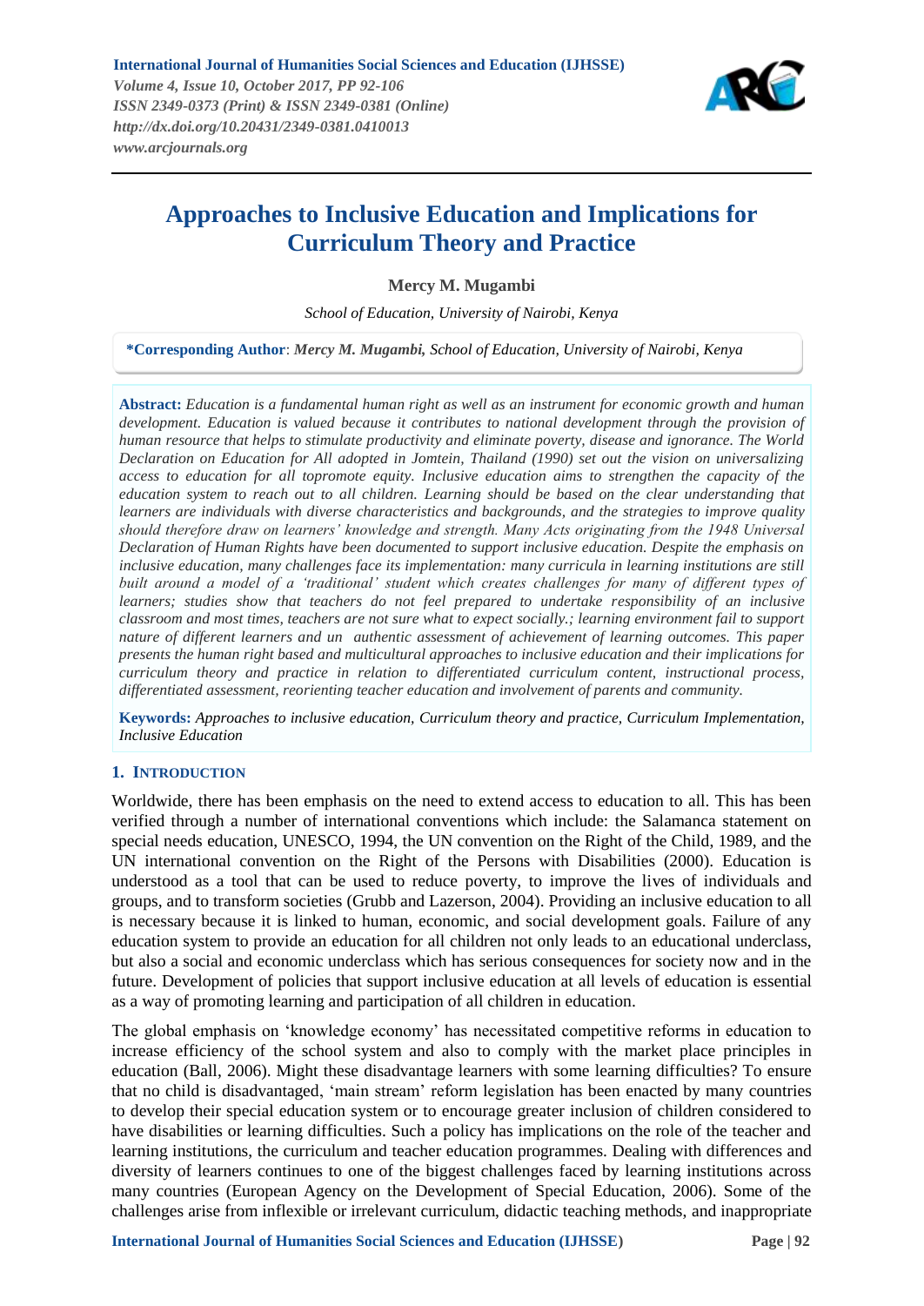# Approaches to Inclusive Education and Implications for Curriculum Theory and Practice

**Mercy M. Mugambi**

*School of Education, University of Nairobi, Kenya*

**\*Corresponding Author**: *Mercy M. Mugambi, School of Education, University of Nairobi, Kenya*

**Abstract:** *Education is a fundamental human right as well as an instrument for economic growth and human development. Education is valued because it contributes to national development through the provision of human resource that helps to stimulate productivity and eliminate poverty, disease and ignorance. The World Declaration on Education for All adopted in Jomtein, Thailand (1990) set out the vision on universalizing access to education for all topromote equity. Inclusive education aims to strengthen the capacity of the education system to reach out to all children. Learning should be based on the clear understanding that learners are individuals with diverse characteristics and backgrounds, and the strategies to improve quality should therefore draw on learners' knowledge and strength. Many Acts originating from the 1948 Universal Declaration of Human Rights have been documented to support inclusive education. Despite the emphasis on inclusive education, many challenges face its implementation: many curricula in learning institutions are still built around a model of a 'traditional' student which creates challenges for many of different types of learners; studies show that teachers do not feel prepared to undertake responsibility of an inclusive classroom and most times, teachers are not sure what to expect socially.; learning environment fail to support nature of different learners and un authentic assessment of achievement of learning outcomes. This paper presents the human right based and multicultural approaches to inclusive education and their implications for curriculum theory and practice in relation to differentiated curriculum content, instructional process, differentiated assessment, reorienting teacher education and involvement of parents and community.*

**Keywords:** *Approaches to inclusive education, Curriculum theory and practice, Curriculum Implementation, Inclusive Education*

## 1. Introduction

Worldwide, there has been emphasis on the need to extend access to education to all. This has been verified through a number of international conventions which include: the Salamanca statement on special needs education, UNESCO, 1994, the UN convention on the Right of the Child, 1989, and the UN international convention on the Right of the Persons with Disabilities (2000). Education is understood as a tool that can be used to reduce poverty, to improve the lives of individuals and groups, and to transform societies (Grubb and Lazerson, 2004). Providing an inclusive education to all is necessary because it is linked to human, economic, and social development goals. Failure of any education system to provide an education for all children not only leads to an educational underclass, but also a social and economic underclass which has serious consequences for society now and in the future. Development of policies that support inclusive education at all levels of education is essential as a way of promoting learning and participation of all children in education.

The global emphasis on 'knowledge economy' has necessitated competitive reforms in education to increase efficiency of the school system and also to comply with the market place principles in education (Ball, 2006). Might these disadvantage learners with some learning difficulties? To ensure that no child is disadvantaged, 'main stream' reform legislation has been enacted by many countries to develop their special education system or to encourage greater inclusion of children considered to have disabilities or learning difficulties. Such a policy has implications on the role of the teacher and learning institutions, the curriculum and teacher education programmes. Dealing with differences and diversity of learners continues to one of the biggest challenges faced by learning institutions across many countries (European Agency on the Development of Special Education, 2006). Some of the challenges arise from inflexible or irrelevant curriculum, didactic teaching methods, and inappropriate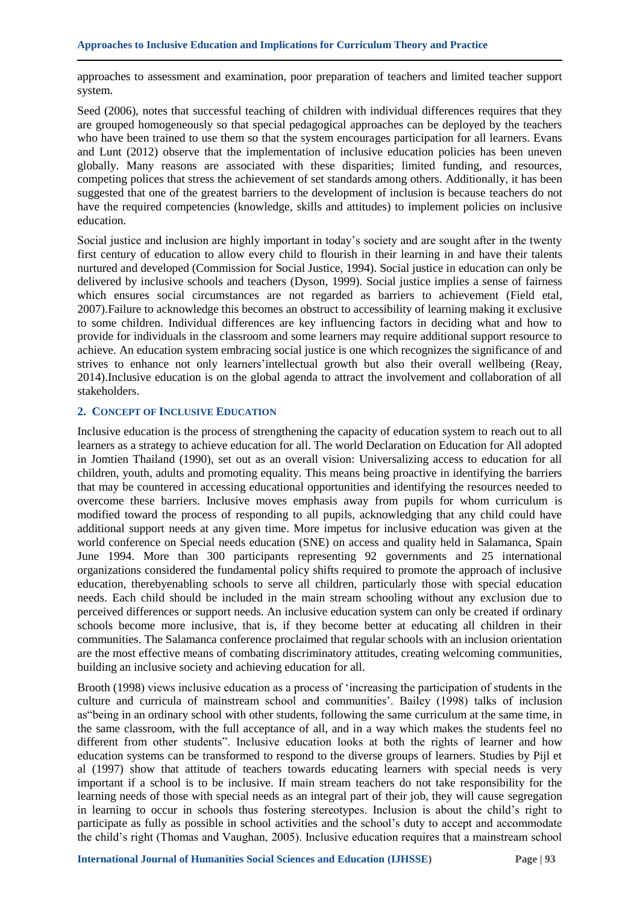approaches to assessment and examination, poor preparation of teachers and limited teacher support system.

Seed (2006), notes that successful teaching of children with individual differences requires that they are grouped homogeneously so that special pedagogical approaches can be deployed by the teachers who have been trained to use them so that the system encourages participation for all learners. Evans and Lunt (2012) observe that the implementation of inclusive education policies has been uneven globally. Many reasons are associated with these disparities; limited funding, and resources, competing polices that stress the achievement of set standards among others. Additionally, it has been suggested that one of the greatest barriers to the development of inclusion is because teachers do not have the required competencies (knowledge, skills and attitudes) to implement policies on inclusive education.

Social justice and inclusion are highly important in today's society and are sought after in the twenty first century of education to allow every child to flourish in their learning in and have their talents nurtured and developed (Commission for Social Justice, 1994). Social justice in education can only be delivered by inclusive schools and teachers (Dyson, 1999). Social justice implies a sense of fairness which ensures social circumstances are not regarded as barriers to achievement (Field etal, 2007).Failure to acknowledge this becomes an obstruct to accessibility of learning making it exclusive to some children. Individual differences are key influencing factors in deciding what and how to provide for individuals in the classroom and some learners may require additional support resource to achieve. An education system embracing social justice is one which recognizes the significance of and strives to enhance not only learners'intellectual growth but also their overall wellbeing (Reay, 2014).Inclusive education is on the global agenda to attract the involvement and collaboration of all stakeholders.

## 2. Concept of Inclusive Education

Inclusive education is the process of strengthening the capacity of education system to reach out to all learners as a strategy to achieve education for all. The world Declaration on Education for All adopted in Jomtien Thailand (1990), set out as an overall vision: Universalizing access to education for all children, youth, adults and promoting equality. This means being proactive in identifying the barriers that may be countered in accessing educational opportunities and identifying the resources needed to overcome these barriers. Inclusive moves emphasis away from pupils for whom curriculum is modified toward the process of responding to all pupils, acknowledging that any child could have additional support needs at any given time. More impetus for inclusive education was given at the world conference on Special needs education (SNE) on access and quality held in Salamanca, Spain June 1994. More than 300 participants representing 92 governments and 25 international organizations considered the fundamental policy shifts required to promote the approach of inclusive education, therebyenabling schools to serve all children, particularly those with special education needs. Each child should be included in the main stream schooling without any exclusion due to perceived differences or support needs. An inclusive education system can only be created if ordinary schools become more inclusive, that is, if they become better at educating all children in their communities. The Salamanca conference proclaimed that regular schools with an inclusion orientation are the most effective means of combating discriminatory attitudes, creating welcoming communities, building an inclusive society and achieving education for all.

Brooth (1998) views inclusive education as a process of 'increasing the participation of students in the culture and curricula of mainstream school and communities'. Bailey (1998) talks of inclusion as"being in an ordinary school with other students, following the same curriculum at the same time, in the same classroom, with the full acceptance of all, and in a way which makes the students feel no different from other students". Inclusive education looks at both the rights of learner and how education systems can be transformed to respond to the diverse groups of learners. Studies by Pijl et al (1997) show that attitude of teachers towards educating learners with special needs is very important if a school is to be inclusive. If main stream teachers do not take responsibility for the learning needs of those with special needs as an integral part of their job, they will cause segregation in learning to occur in schools thus fostering stereotypes. Inclusion is about the child's right to participate as fully as possible in school activities and the school's duty to accept and accommodate the child's right (Thomas and Vaughan, 2005). Inclusive education requires that a mainstream school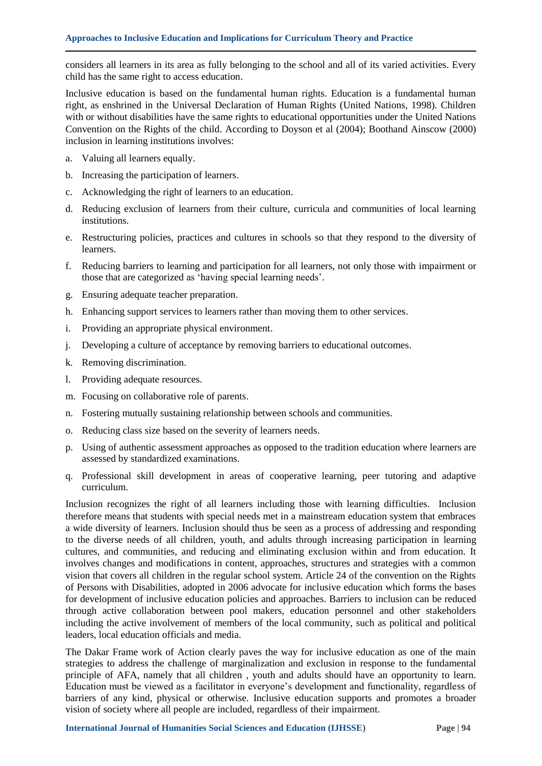considers all learners in its area as fully belonging to the school and all of its varied activities. Every child has the same right to access education.

Inclusive education is based on the fundamental human rights. Education is a fundamental human right, as enshrined in the Universal Declaration of Human Rights (United Nations, 1998). Children with or without disabilities have the same rights to educational opportunities under the United Nations Convention on the Rights of the child. According to Doyson et al (2004); Boothand Ainscow (2000) inclusion in learning institutions involves:

a. Valuing all learners equally.
b. Increasing the participation of learners.
c. Acknowledging the right of learners to an education.
d. Reducing exclusion of learners from their culture, curricula and communities of local learning institutions.
e. Restructuring policies, practices and cultures in schools so that they respond to the diversity of learners.
f. Reducing barriers to learning and participation for all learners, not only those with impairment or those that are categorized as 'having special learning needs'.
g. Ensuring adequate teacher preparation.
h. Enhancing support services to learners rather than moving them to other services.
i. Providing an appropriate physical environment.
j. Developing a culture of acceptance by removing barriers to educational outcomes.
k. Removing discrimination.
l. Providing adequate resources.
m. Focusing on collaborative role of parents.
n. Fostering mutually sustaining relationship between schools and communities.
o. Reducing class size based on the severity of learners needs.
p. Using of authentic assessment approaches as opposed to the tradition education where learners are assessed by standardized examinations.
q. Professional skill development in areas of cooperative learning, peer tutoring and adaptive curriculum.

Inclusion recognizes the right of all learners including those with learning difficulties. Inclusion therefore means that students with special needs met in a mainstream education system that embraces a wide diversity of learners. Inclusion should thus be seen as a process of addressing and responding to the diverse needs of all children, youth, and adults through increasing participation in learning cultures, and communities, and reducing and eliminating exclusion within and from education. It involves changes and modifications in content, approaches, structures and strategies with a common vision that covers all children in the regular school system. Article 24 of the convention on the Rights of Persons with Disabilities, adopted in 2006 advocate for inclusive education which forms the bases for development of inclusive education policies and approaches. Barriers to inclusion can be reduced through active collaboration between pool makers, education personnel and other stakeholders including the active involvement of members of the local community, such as political and political leaders, local education officials and media.

The Dakar Frame work of Action clearly paves the way for inclusive education as one of the main strategies to address the challenge of marginalization and exclusion in response to the fundamental principle of AFA, namely that all children , youth and adults should have an opportunity to learn. Education must be viewed as a facilitator in everyone's development and functionality, regardless of barriers of any kind, physical or otherwise. Inclusive education supports and promotes a broader vision of society where all people are included, regardless of their impairment.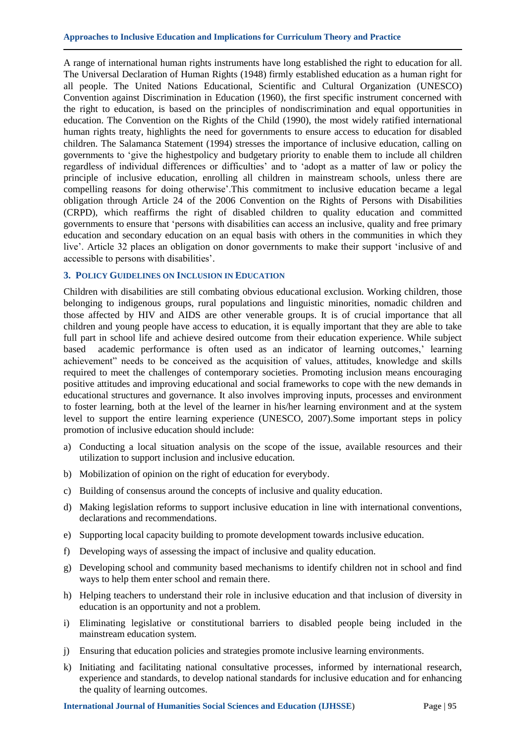A range of international human rights instruments have long established the right to education for all. The Universal Declaration of Human Rights (1948) firmly established education as a human right for all people. The United Nations Educational, Scientific and Cultural Organization (UNESCO) Convention against Discrimination in Education (1960), the first specific instrument concerned with the right to education, is based on the principles of nondiscrimination and equal opportunities in education. The Convention on the Rights of the Child (1990), the most widely ratified international human rights treaty, highlights the need for governments to ensure access to education for disabled children. The Salamanca Statement (1994) stresses the importance of inclusive education, calling on governments to 'give the highestpolicy and budgetary priority to enable them to include all children regardless of individual differences or difficulties' and to 'adopt as a matter of law or policy the principle of inclusive education, enrolling all children in mainstream schools, unless there are compelling reasons for doing otherwise'.This commitment to inclusive education became a legal obligation through Article 24 of the 2006 Convention on the Rights of Persons with Disabilities (CRPD), which reaffirms the right of disabled children to quality education and committed governments to ensure that 'persons with disabilities can access an inclusive, quality and free primary education and secondary education on an equal basis with others in the communities in which they live'. Article 32 places an obligation on donor governments to make their support 'inclusive of and accessible to persons with disabilities'.

## 3. Policy Guidelines on Inclusion in Education

Children with disabilities are still combating obvious educational exclusion. Working children, those belonging to indigenous groups, rural populations and linguistic minorities, nomadic children and those affected by HIV and AIDS are other venerable groups. It is of crucial importance that all children and young people have access to education, it is equally important that they are able to take full part in school life and achieve desired outcome from their education experience. While subject based academic performance is often used as an indicator of learning outcomes,' learning achievement" needs to be conceived as the acquisition of values, attitudes, knowledge and skills required to meet the challenges of contemporary societies. Promoting inclusion means encouraging positive attitudes and improving educational and social frameworks to cope with the new demands in educational structures and governance. It also involves improving inputs, processes and environment to foster learning, both at the level of the learner in his/her learning environment and at the system level to support the entire learning experience (UNESCO, 2007).Some important steps in policy promotion of inclusive education should include:

a) Conducting a local situation analysis on the scope of the issue, available resources and their utilization to support inclusion and inclusive education.
b) Mobilization of opinion on the right of education for everybody.
c) Building of consensus around the concepts of inclusive and quality education.
d) Making legislation reforms to support inclusive education in line with international conventions, declarations and recommendations.
e) Supporting local capacity building to promote development towards inclusive education.
f) Developing ways of assessing the impact of inclusive and quality education.
g) Developing school and community based mechanisms to identify children not in school and find ways to help them enter school and remain there.
h) Helping teachers to understand their role in inclusive education and that inclusion of diversity in education is an opportunity and not a problem.
i) Eliminating legislative or constitutional barriers to disabled people being included in the mainstream education system.
j) Ensuring that education policies and strategies promote inclusive learning environments.
k) Initiating and facilitating national consultative processes, informed by international research, experience and standards, to develop national standards for inclusive education and for enhancing the quality of learning outcomes.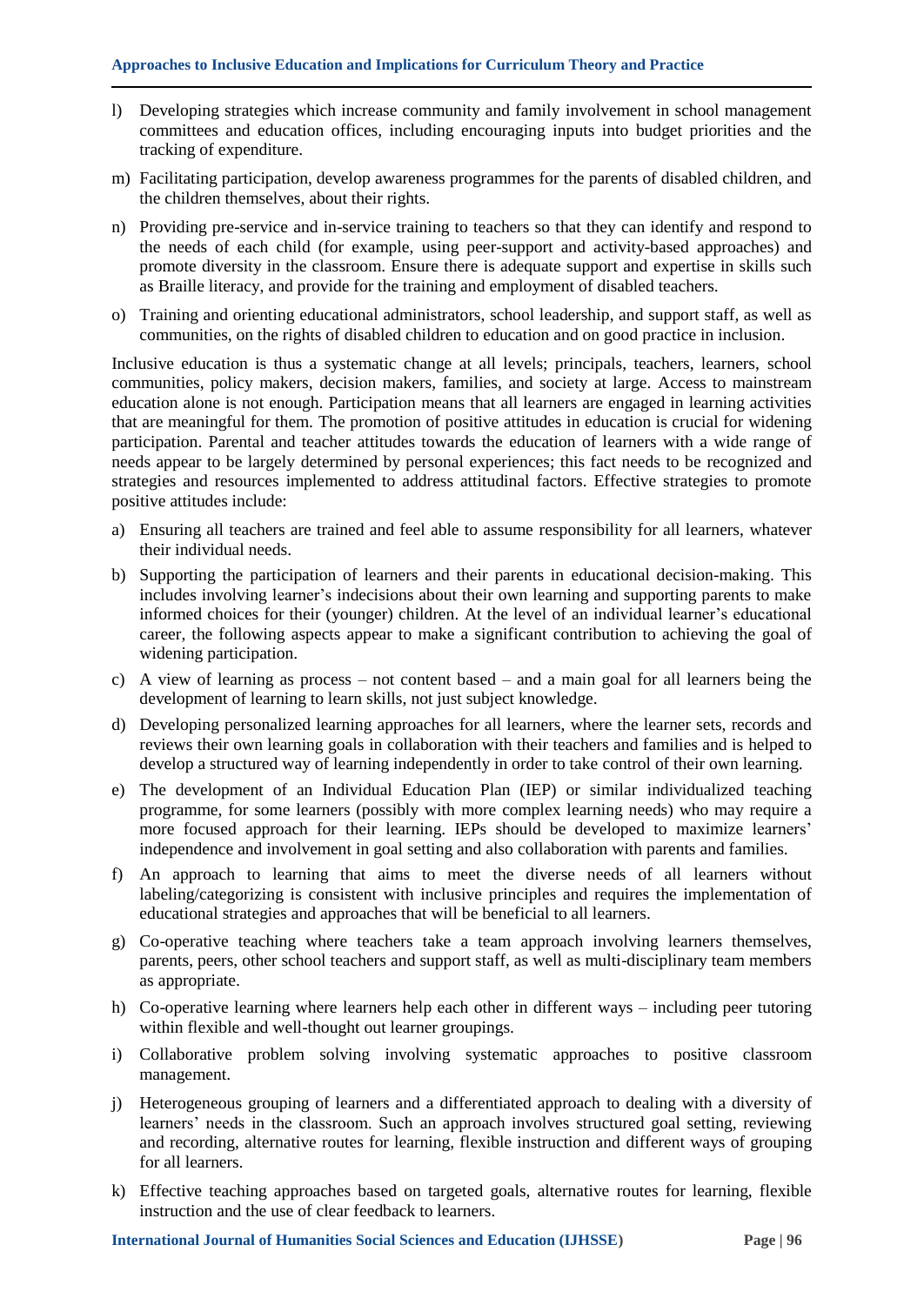l) Developing strategies which increase community and family involvement in school management committees and education offices, including encouraging inputs into budget priorities and the tracking of expenditure.

m) Facilitating participation, develop awareness programmes for the parents of disabled children, and the children themselves, about their rights.

n) Providing pre-service and in-service training to teachers so that they can identify and respond to the needs of each child (for example, using peer-support and activity-based approaches) and promote diversity in the classroom. Ensure there is adequate support and expertise in skills such as Braille literacy, and provide for the training and employment of disabled teachers.

o) Training and orienting educational administrators, school leadership, and support staff, as well as communities, on the rights of disabled children to education and on good practice in inclusion.

Inclusive education is thus a systematic change at all levels; principals, teachers, learners, school communities, policy makers, decision makers, families, and society at large. Access to mainstream education alone is not enough. Participation means that all learners are engaged in learning activities that are meaningful for them. The promotion of positive attitudes in education is crucial for widening participation. Parental and teacher attitudes towards the education of learners with a wide range of needs appear to be largely determined by personal experiences; this fact needs to be recognized and strategies and resources implemented to address attitudinal factors. Effective strategies to promote positive attitudes include:

a) Ensuring all teachers are trained and feel able to assume responsibility for all learners, whatever their individual needs.

b) Supporting the participation of learners and their parents in educational decision-making. This includes involving learner's indecisions about their own learning and supporting parents to make informed choices for their (younger) children. At the level of an individual learner's educational career, the following aspects appear to make a significant contribution to achieving the goal of widening participation.

c) A view of learning as process – not content based – and a main goal for all learners being the development of learning to learn skills, not just subject knowledge.

d) Developing personalized learning approaches for all learners, where the learner sets, records and reviews their own learning goals in collaboration with their teachers and families and is helped to develop a structured way of learning independently in order to take control of their own learning.

e) The development of an Individual Education Plan (IEP) or similar individualized teaching programme, for some learners (possibly with more complex learning needs) who may require a more focused approach for their learning. IEPs should be developed to maximize learners' independence and involvement in goal setting and also collaboration with parents and families.

f) An approach to learning that aims to meet the diverse needs of all learners without labeling/categorizing is consistent with inclusive principles and requires the implementation of educational strategies and approaches that will be beneficial to all learners.

g) Co-operative teaching where teachers take a team approach involving learners themselves, parents, peers, other school teachers and support staff, as well as multi-disciplinary team members as appropriate.

h) Co-operative learning where learners help each other in different ways – including peer tutoring within flexible and well-thought out learner groupings.

i) Collaborative problem solving involving systematic approaches to positive classroom management.

j) Heterogeneous grouping of learners and a differentiated approach to dealing with a diversity of learners' needs in the classroom. Such an approach involves structured goal setting, reviewing and recording, alternative routes for learning, flexible instruction and different ways of grouping for all learners.

k) Effective teaching approaches based on targeted goals, alternative routes for learning, flexible instruction and the use of clear feedback to learners.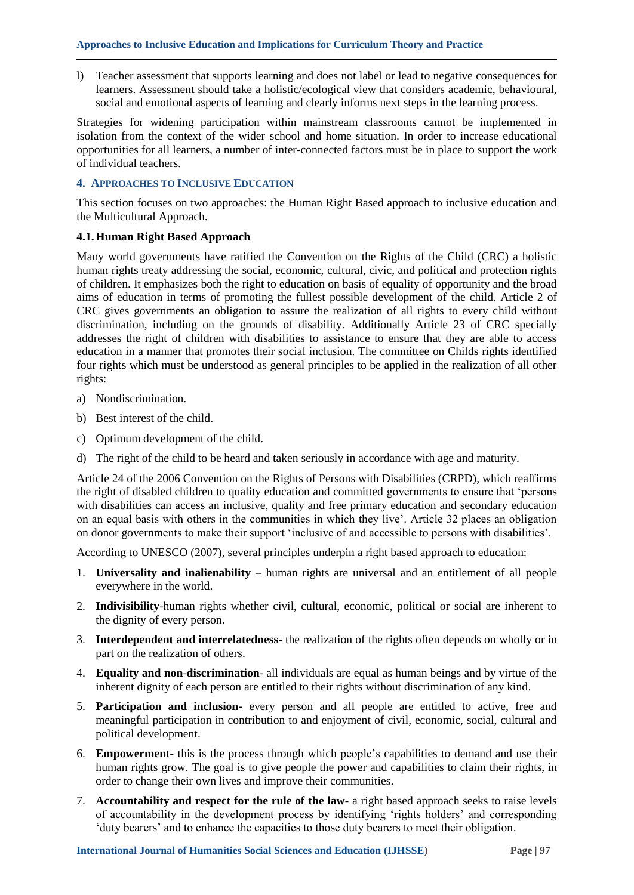l) Teacher assessment that supports learning and does not label or lead to negative consequences for learners. Assessment should take a holistic/ecological view that considers academic, behavioural, social and emotional aspects of learning and clearly informs next steps in the learning process.

Strategies for widening participation within mainstream classrooms cannot be implemented in isolation from the context of the wider school and home situation. In order to increase educational opportunities for all learners, a number of inter-connected factors must be in place to support the work of individual teachers.

## 4. Approaches to Inclusive Education

This section focuses on two approaches: the Human Right Based approach to inclusive education and the Multicultural Approach.

### 4.1. Human Right Based Approach

Many world governments have ratified the Convention on the Rights of the Child (CRC) a holistic human rights treaty addressing the social, economic, cultural, civic, and political and protection rights of children. It emphasizes both the right to education on basis of equality of opportunity and the broad aims of education in terms of promoting the fullest possible development of the child. Article 2 of CRC gives governments an obligation to assure the realization of all rights to every child without discrimination, including on the grounds of disability. Additionally Article 23 of CRC specially addresses the right of children with disabilities to assistance to ensure that they are able to access education in a manner that promotes their social inclusion. The committee on Childs rights identified four rights which must be understood as general principles to be applied in the realization of all other rights:

a) Nondiscrimination.
b) Best interest of the child.
c) Optimum development of the child.
d) The right of the child to be heard and taken seriously in accordance with age and maturity.

Article 24 of the 2006 Convention on the Rights of Persons with Disabilities (CRPD), which reaffirms the right of disabled children to quality education and committed governments to ensure that 'persons with disabilities can access an inclusive, quality and free primary education and secondary education on an equal basis with others in the communities in which they live'. Article 32 places an obligation on donor governments to make their support 'inclusive of and accessible to persons with disabilities'.

According to UNESCO (2007), several principles underpin a right based approach to education:

1. **Universality and inalienability** – human rights are universal and an entitlement of all people everywhere in the world.
2. **Indivisibility**-human rights whether civil, cultural, economic, political or social are inherent to the dignity of every person.
3. **Interdependent and interrelatedness**- the realization of the rights often depends on wholly or in part on the realization of others.
4. **Equality and non-discrimination**- all individuals are equal as human beings and by virtue of the inherent dignity of each person are entitled to their rights without discrimination of any kind.
5. **Participation and inclusion-** every person and all people are entitled to active, free and meaningful participation in contribution to and enjoyment of civil, economic, social, cultural and political development.
6. **Empowerment**- this is the process through which people's capabilities to demand and use their human rights grow. The goal is to give people the power and capabilities to claim their rights, in order to change their own lives and improve their communities.
7. **Accountability and respect for the rule of the law-** a right based approach seeks to raise levels of accountability in the development process by identifying 'rights holders' and corresponding 'duty bearers' and to enhance the capacities to those duty bearers to meet their obligation.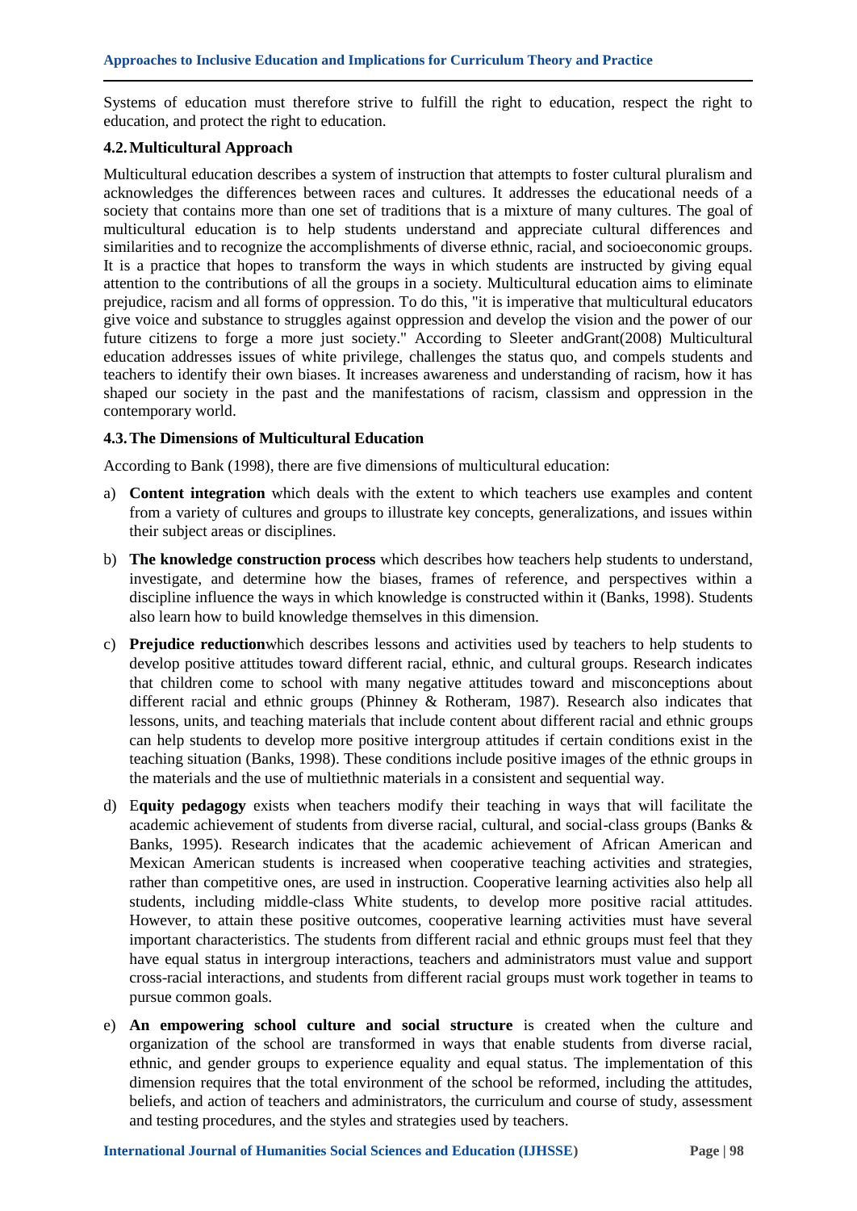Systems of education must therefore strive to fulfill the right to education, respect the right to education, and protect the right to education.

### 4.2. Multicultural Approach

Multicultural education describes a system of instruction that attempts to foster cultural pluralism and acknowledges the differences between races and cultures. It addresses the educational needs of a society that contains more than one set of traditions that is a mixture of many cultures. The goal of multicultural education is to help students understand and appreciate cultural differences and similarities and to recognize the accomplishments of diverse ethnic, racial, and socioeconomic groups. It is a practice that hopes to transform the ways in which students are instructed by giving equal attention to the contributions of all the groups in a society. Multicultural education aims to eliminate prejudice, racism and all forms of oppression. To do this, "it is imperative that multicultural educators give voice and substance to struggles against oppression and develop the vision and the power of our future citizens to forge a more just society." According to Sleeter andGrant(2008) Multicultural education addresses issues of white privilege, challenges the status quo, and compels students and teachers to identify their own biases. It increases awareness and understanding of racism, how it has shaped our society in the past and the manifestations of racism, classism and oppression in the contemporary world.

### 4.3. The Dimensions of Multicultural Education

According to Bank (1998), there are five dimensions of multicultural education:

a) **Content integration** which deals with the extent to which teachers use examples and content from a variety of cultures and groups to illustrate key concepts, generalizations, and issues within their subject areas or disciplines.

b) **The knowledge construction process** which describes how teachers help students to understand, investigate, and determine how the biases, frames of reference, and perspectives within a discipline influence the ways in which knowledge is constructed within it (Banks, 1998). Students also learn how to build knowledge themselves in this dimension.

c) **Prejudice reduction**which describes lessons and activities used by teachers to help students to develop positive attitudes toward different racial, ethnic, and cultural groups. Research indicates that children come to school with many negative attitudes toward and misconceptions about different racial and ethnic groups (Phinney & Rotheram, 1987). Research also indicates that lessons, units, and teaching materials that include content about different racial and ethnic groups can help students to develop more positive intergroup attitudes if certain conditions exist in the teaching situation (Banks, 1998). These conditions include positive images of the ethnic groups in the materials and the use of multiethnic materials in a consistent and sequential way.

d) E**quity pedagogy** exists when teachers modify their teaching in ways that will facilitate the academic achievement of students from diverse racial, cultural, and social-class groups (Banks & Banks, 1995). Research indicates that the academic achievement of African American and Mexican American students is increased when cooperative teaching activities and strategies, rather than competitive ones, are used in instruction. Cooperative learning activities also help all students, including middle-class White students, to develop more positive racial attitudes. However, to attain these positive outcomes, cooperative learning activities must have several important characteristics. The students from different racial and ethnic groups must feel that they have equal status in intergroup interactions, teachers and administrators must value and support cross-racial interactions, and students from different racial groups must work together in teams to pursue common goals.

e) **An empowering school culture and social structure** is created when the culture and organization of the school are transformed in ways that enable students from diverse racial, ethnic, and gender groups to experience equality and equal status. The implementation of this dimension requires that the total environment of the school be reformed, including the attitudes, beliefs, and action of teachers and administrators, the curriculum and course of study, assessment and testing procedures, and the styles and strategies used by teachers.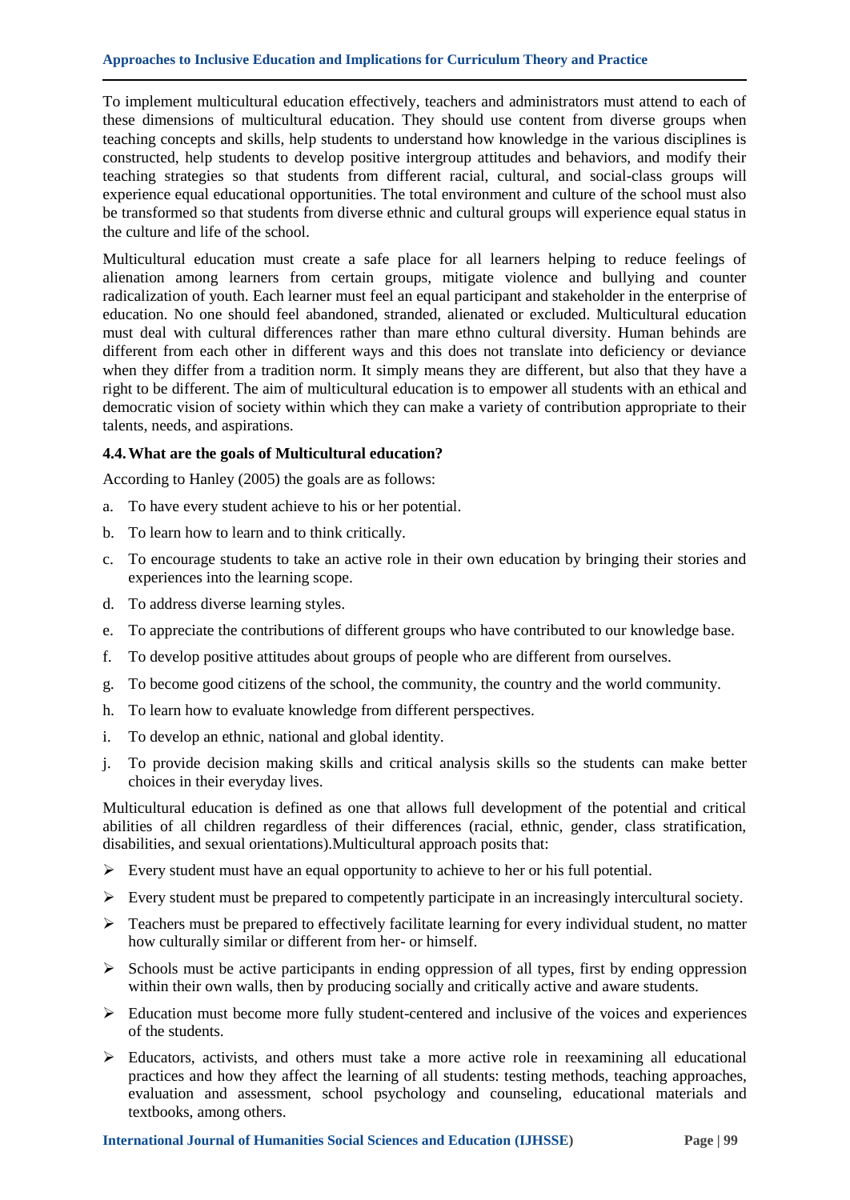To implement multicultural education effectively, teachers and administrators must attend to each of these dimensions of multicultural education. They should use content from diverse groups when teaching concepts and skills, help students to understand how knowledge in the various disciplines is constructed, help students to develop positive intergroup attitudes and behaviors, and modify their teaching strategies so that students from different racial, cultural, and social-class groups will experience equal educational opportunities. The total environment and culture of the school must also be transformed so that students from diverse ethnic and cultural groups will experience equal status in the culture and life of the school.

Multicultural education must create a safe place for all learners helping to reduce feelings of alienation among learners from certain groups, mitigate violence and bullying and counter radicalization of youth. Each learner must feel an equal participant and stakeholder in the enterprise of education. No one should feel abandoned, stranded, alienated or excluded. Multicultural education must deal with cultural differences rather than mare ethno cultural diversity. Human behinds are different from each other in different ways and this does not translate into deficiency or deviance when they differ from a tradition norm. It simply means they are different, but also that they have a right to be different. The aim of multicultural education is to empower all students with an ethical and democratic vision of society within which they can make a variety of contribution appropriate to their talents, needs, and aspirations.

### 4.4. What are the goals of Multicultural education?

According to Hanley (2005) the goals are as follows:

a. To have every student achieve to his or her potential.
b. To learn how to learn and to think critically.
c. To encourage students to take an active role in their own education by bringing their stories and experiences into the learning scope.
d. To address diverse learning styles.
e. To appreciate the contributions of different groups who have contributed to our knowledge base.
f. To develop positive attitudes about groups of people who are different from ourselves.
g. To become good citizens of the school, the community, the country and the world community.
h. To learn how to evaluate knowledge from different perspectives.
i. To develop an ethnic, national and global identity.
j. To provide decision making skills and critical analysis skills so the students can make better choices in their everyday lives.

Multicultural education is defined as one that allows full development of the potential and critical abilities of all children regardless of their differences (racial, ethnic, gender, class stratification, disabilities, and sexual orientations).Multicultural approach posits that:

- Every student must have an equal opportunity to achieve to her or his full potential.
- Every student must be prepared to competently participate in an increasingly intercultural society.
- Teachers must be prepared to effectively facilitate learning for every individual student, no matter how culturally similar or different from her- or himself.
- Schools must be active participants in ending oppression of all types, first by ending oppression within their own walls, then by producing socially and critically active and aware students.
- Education must become more fully student-centered and inclusive of the voices and experiences of the students.
- Educators, activists, and others must take a more active role in reexamining all educational practices and how they affect the learning of all students: testing methods, teaching approaches, evaluation and assessment, school psychology and counseling, educational materials and textbooks, among others.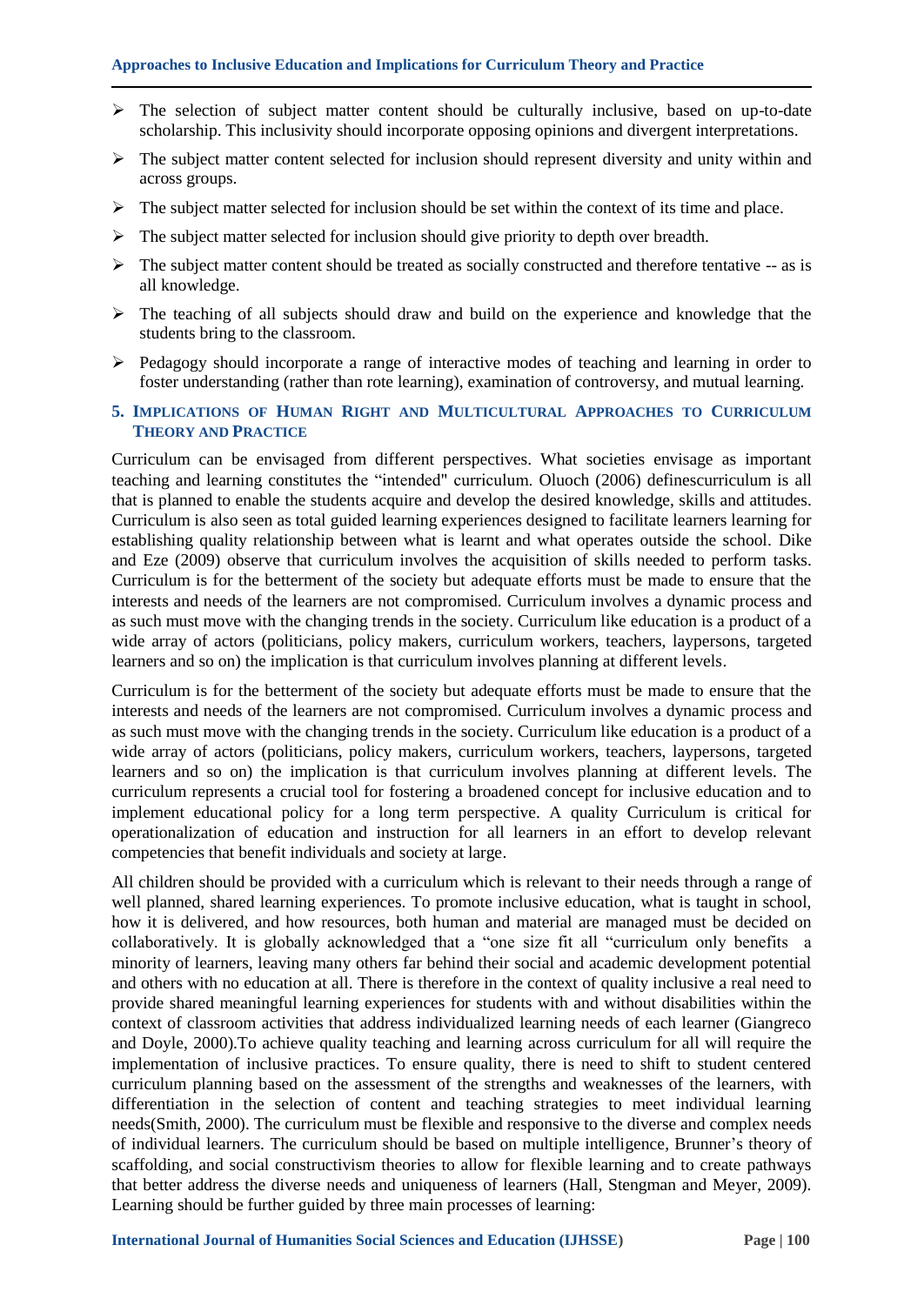- The selection of subject matter content should be culturally inclusive, based on up-to-date scholarship. This inclusivity should incorporate opposing opinions and divergent interpretations.
- The subject matter content selected for inclusion should represent diversity and unity within and across groups.
- The subject matter selected for inclusion should be set within the context of its time and place.
- The subject matter selected for inclusion should give priority to depth over breadth.
- The subject matter content should be treated as socially constructed and therefore tentative -- as is all knowledge.
- The teaching of all subjects should draw and build on the experience and knowledge that the students bring to the classroom.
- Pedagogy should incorporate a range of interactive modes of teaching and learning in order to foster understanding (rather than rote learning), examination of controversy, and mutual learning.

## 5. Implications of Human Right and Multicultural Approaches to Curriculum Theory and Practice

Curriculum can be envisaged from different perspectives. What societies envisage as important teaching and learning constitutes the "intended" curriculum. Oluoch (2006) definescurriculum is all that is planned to enable the students acquire and develop the desired knowledge, skills and attitudes. Curriculum is also seen as total guided learning experiences designed to facilitate learners learning for establishing quality relationship between what is learnt and what operates outside the school. Dike and Eze (2009) observe that curriculum involves the acquisition of skills needed to perform tasks. Curriculum is for the betterment of the society but adequate efforts must be made to ensure that the interests and needs of the learners are not compromised. Curriculum involves a dynamic process and as such must move with the changing trends in the society. Curriculum like education is a product of a wide array of actors (politicians, policy makers, curriculum workers, teachers, laypersons, targeted learners and so on) the implication is that curriculum involves planning at different levels.

Curriculum is for the betterment of the society but adequate efforts must be made to ensure that the interests and needs of the learners are not compromised. Curriculum involves a dynamic process and as such must move with the changing trends in the society. Curriculum like education is a product of a wide array of actors (politicians, policy makers, curriculum workers, teachers, laypersons, targeted learners and so on) the implication is that curriculum involves planning at different levels. The curriculum represents a crucial tool for fostering a broadened concept for inclusive education and to implement educational policy for a long term perspective. A quality Curriculum is critical for operationalization of education and instruction for all learners in an effort to develop relevant competencies that benefit individuals and society at large.

All children should be provided with a curriculum which is relevant to their needs through a range of well planned, shared learning experiences. To promote inclusive education, what is taught in school, how it is delivered, and how resources, both human and material are managed must be decided on collaboratively. It is globally acknowledged that a "one size fit all "curriculum only benefits a minority of learners, leaving many others far behind their social and academic development potential and others with no education at all. There is therefore in the context of quality inclusive a real need to provide shared meaningful learning experiences for students with and without disabilities within the context of classroom activities that address individualized learning needs of each learner (Giangreco and Doyle, 2000).To achieve quality teaching and learning across curriculum for all will require the implementation of inclusive practices. To ensure quality, there is need to shift to student centered curriculum planning based on the assessment of the strengths and weaknesses of the learners, with differentiation in the selection of content and teaching strategies to meet individual learning needs(Smith, 2000). The curriculum must be flexible and responsive to the diverse and complex needs of individual learners. The curriculum should be based on multiple intelligence, Brunner's theory of scaffolding, and social constructivism theories to allow for flexible learning and to create pathways that better address the diverse needs and uniqueness of learners (Hall, Stengman and Meyer, 2009). Learning should be further guided by three main processes of learning: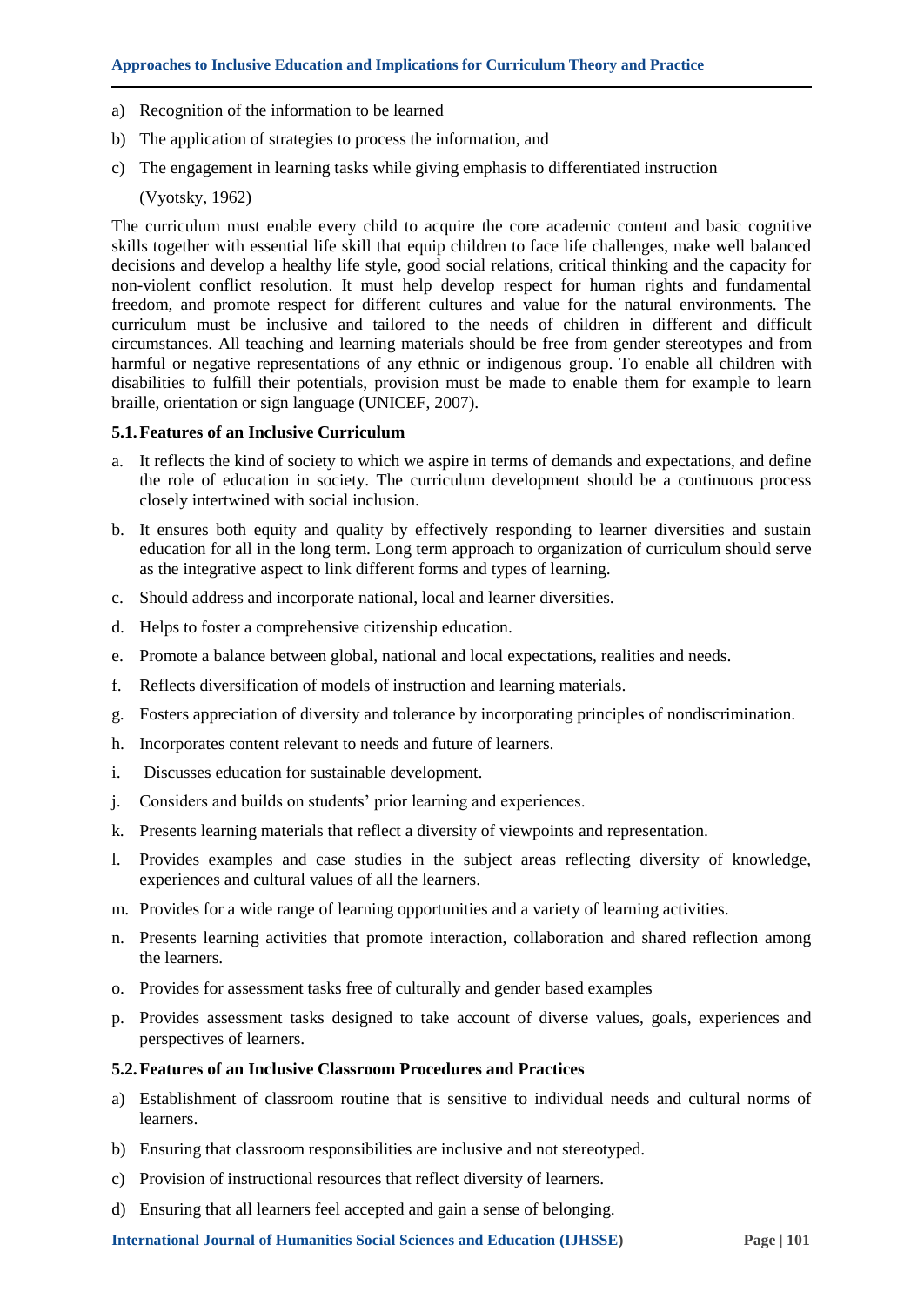a) Recognition of the information to be learned
b) The application of strategies to process the information, and
c) The engagement in learning tasks while giving emphasis to differentiated instruction

(Vyotsky, 1962)

The curriculum must enable every child to acquire the core academic content and basic cognitive skills together with essential life skill that equip children to face life challenges, make well balanced decisions and develop a healthy life style, good social relations, critical thinking and the capacity for non-violent conflict resolution. It must help develop respect for human rights and fundamental freedom, and promote respect for different cultures and value for the natural environments. The curriculum must be inclusive and tailored to the needs of children in different and difficult circumstances. All teaching and learning materials should be free from gender stereotypes and from harmful or negative representations of any ethnic or indigenous group. To enable all children with disabilities to fulfill their potentials, provision must be made to enable them for example to learn braille, orientation or sign language (UNICEF, 2007).

### 5.1. Features of an Inclusive Curriculum

a. It reflects the kind of society to which we aspire in terms of demands and expectations, and define the role of education in society. The curriculum development should be a continuous process closely intertwined with social inclusion.
b. It ensures both equity and quality by effectively responding to learner diversities and sustain education for all in the long term. Long term approach to organization of curriculum should serve as the integrative aspect to link different forms and types of learning.
c. Should address and incorporate national, local and learner diversities.
d. Helps to foster a comprehensive citizenship education.
e. Promote a balance between global, national and local expectations, realities and needs.
f. Reflects diversification of models of instruction and learning materials.
g. Fosters appreciation of diversity and tolerance by incorporating principles of nondiscrimination.
h. Incorporates content relevant to needs and future of learners.
i. Discusses education for sustainable development.
j. Considers and builds on students' prior learning and experiences.
k. Presents learning materials that reflect a diversity of viewpoints and representation.
l. Provides examples and case studies in the subject areas reflecting diversity of knowledge, experiences and cultural values of all the learners.
m. Provides for a wide range of learning opportunities and a variety of learning activities.
n. Presents learning activities that promote interaction, collaboration and shared reflection among the learners.
o. Provides for assessment tasks free of culturally and gender based examples
p. Provides assessment tasks designed to take account of diverse values, goals, experiences and perspectives of learners.

### 5.2. Features of an Inclusive Classroom Procedures and Practices

a) Establishment of classroom routine that is sensitive to individual needs and cultural norms of learners.
b) Ensuring that classroom responsibilities are inclusive and not stereotyped.
c) Provision of instructional resources that reflect diversity of learners.
d) Ensuring that all learners feel accepted and gain a sense of belonging.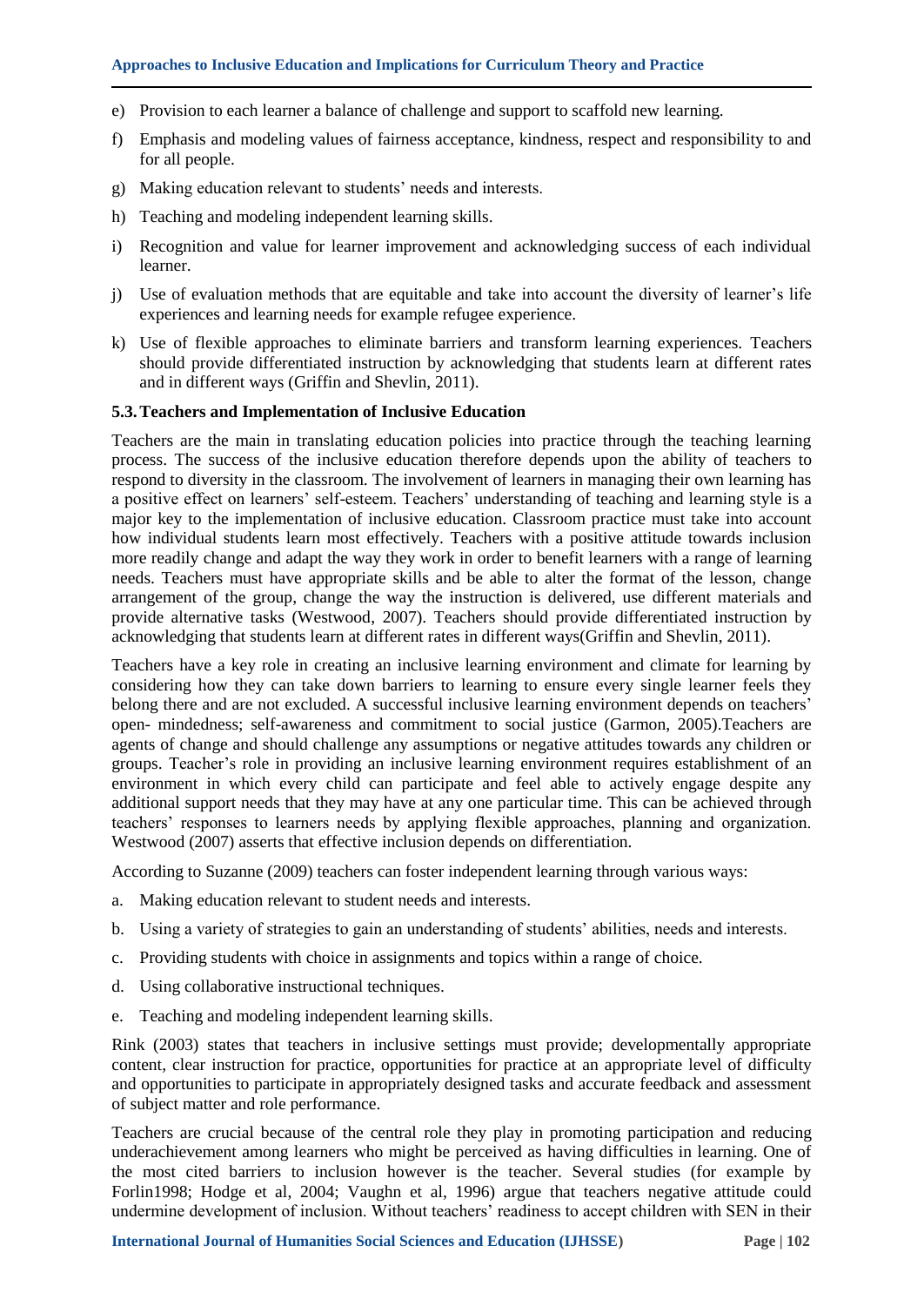e) Provision to each learner a balance of challenge and support to scaffold new learning.

f) Emphasis and modeling values of fairness acceptance, kindness, respect and responsibility to and for all people.

g) Making education relevant to students' needs and interests.

h) Teaching and modeling independent learning skills.

i) Recognition and value for learner improvement and acknowledging success of each individual learner.

j) Use of evaluation methods that are equitable and take into account the diversity of learner's life experiences and learning needs for example refugee experience.

k) Use of flexible approaches to eliminate barriers and transform learning experiences. Teachers should provide differentiated instruction by acknowledging that students learn at different rates and in different ways (Griffin and Shevlin, 2011).

### 5.3. Teachers and Implementation of Inclusive Education

Teachers are the main in translating education policies into practice through the teaching learning process. The success of the inclusive education therefore depends upon the ability of teachers to respond to diversity in the classroom. The involvement of learners in managing their own learning has a positive effect on learners' self-esteem. Teachers' understanding of teaching and learning style is a major key to the implementation of inclusive education. Classroom practice must take into account how individual students learn most effectively. Teachers with a positive attitude towards inclusion more readily change and adapt the way they work in order to benefit learners with a range of learning needs. Teachers must have appropriate skills and be able to alter the format of the lesson, change arrangement of the group, change the way the instruction is delivered, use different materials and provide alternative tasks (Westwood, 2007). Teachers should provide differentiated instruction by acknowledging that students learn at different rates in different ways(Griffin and Shevlin, 2011).

Teachers have a key role in creating an inclusive learning environment and climate for learning by considering how they can take down barriers to learning to ensure every single learner feels they belong there and are not excluded. A successful inclusive learning environment depends on teachers' open- mindedness; self-awareness and commitment to social justice (Garmon, 2005).Teachers are agents of change and should challenge any assumptions or negative attitudes towards any children or groups. Teacher's role in providing an inclusive learning environment requires establishment of an environment in which every child can participate and feel able to actively engage despite any additional support needs that they may have at any one particular time. This can be achieved through teachers' responses to learners needs by applying flexible approaches, planning and organization. Westwood (2007) asserts that effective inclusion depends on differentiation.

According to Suzanne (2009) teachers can foster independent learning through various ways:

a. Making education relevant to student needs and interests.

b. Using a variety of strategies to gain an understanding of students' abilities, needs and interests.

c. Providing students with choice in assignments and topics within a range of choice.

d. Using collaborative instructional techniques.

e. Teaching and modeling independent learning skills.

Rink (2003) states that teachers in inclusive settings must provide; developmentally appropriate content, clear instruction for practice, opportunities for practice at an appropriate level of difficulty and opportunities to participate in appropriately designed tasks and accurate feedback and assessment of subject matter and role performance.

Teachers are crucial because of the central role they play in promoting participation and reducing underachievement among learners who might be perceived as having difficulties in learning. One of the most cited barriers to inclusion however is the teacher. Several studies (for example by Forlin1998; Hodge et al, 2004; Vaughn et al, 1996) argue that teachers negative attitude could undermine development of inclusion. Without teachers' readiness to accept children with SEN in their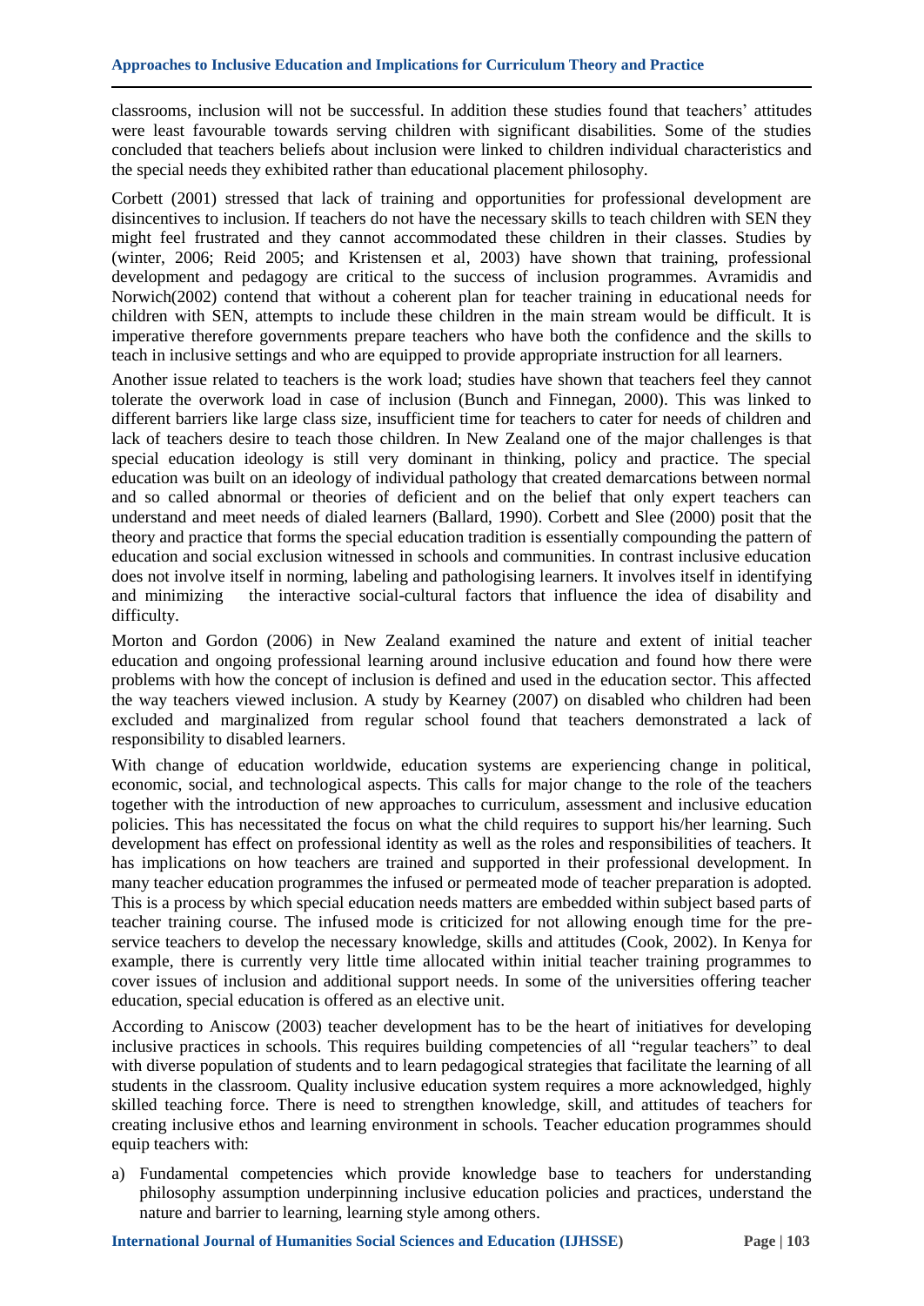classrooms, inclusion will not be successful. In addition these studies found that teachers' attitudes were least favourable towards serving children with significant disabilities. Some of the studies concluded that teachers beliefs about inclusion were linked to children individual characteristics and the special needs they exhibited rather than educational placement philosophy.

Corbett (2001) stressed that lack of training and opportunities for professional development are disincentives to inclusion. If teachers do not have the necessary skills to teach children with SEN they might feel frustrated and they cannot accommodated these children in their classes. Studies by (winter, 2006; Reid 2005; and Kristensen et al, 2003) have shown that training, professional development and pedagogy are critical to the success of inclusion programmes. Avramidis and Norwich(2002) contend that without a coherent plan for teacher training in educational needs for children with SEN, attempts to include these children in the main stream would be difficult. It is imperative therefore governments prepare teachers who have both the confidence and the skills to teach in inclusive settings and who are equipped to provide appropriate instruction for all learners.

Another issue related to teachers is the work load; studies have shown that teachers feel they cannot tolerate the overwork load in case of inclusion (Bunch and Finnegan, 2000). This was linked to different barriers like large class size, insufficient time for teachers to cater for needs of children and lack of teachers desire to teach those children. In New Zealand one of the major challenges is that special education ideology is still very dominant in thinking, policy and practice. The special education was built on an ideology of individual pathology that created demarcations between normal and so called abnormal or theories of deficient and on the belief that only expert teachers can understand and meet needs of dialed learners (Ballard, 1990). Corbett and Slee (2000) posit that the theory and practice that forms the special education tradition is essentially compounding the pattern of education and social exclusion witnessed in schools and communities. In contrast inclusive education does not involve itself in norming, labeling and pathologising learners. It involves itself in identifying and minimizing the interactive social-cultural factors that influence the idea of disability and difficulty.

Morton and Gordon (2006) in New Zealand examined the nature and extent of initial teacher education and ongoing professional learning around inclusive education and found how there were problems with how the concept of inclusion is defined and used in the education sector. This affected the way teachers viewed inclusion. A study by Kearney (2007) on disabled who children had been excluded and marginalized from regular school found that teachers demonstrated a lack of responsibility to disabled learners.

With change of education worldwide, education systems are experiencing change in political, economic, social, and technological aspects. This calls for major change to the role of the teachers together with the introduction of new approaches to curriculum, assessment and inclusive education policies. This has necessitated the focus on what the child requires to support his/her learning. Such development has effect on professional identity as well as the roles and responsibilities of teachers. It has implications on how teachers are trained and supported in their professional development. In many teacher education programmes the infused or permeated mode of teacher preparation is adopted. This is a process by which special education needs matters are embedded within subject based parts of teacher training course. The infused mode is criticized for not allowing enough time for the pre-service teachers to develop the necessary knowledge, skills and attitudes (Cook, 2002). In Kenya for example, there is currently very little time allocated within initial teacher training programmes to cover issues of inclusion and additional support needs. In some of the universities offering teacher education, special education is offered as an elective unit.

According to Aniscow (2003) teacher development has to be the heart of initiatives for developing inclusive practices in schools. This requires building competencies of all "regular teachers" to deal with diverse population of students and to learn pedagogical strategies that facilitate the learning of all students in the classroom. Quality inclusive education system requires a more acknowledged, highly skilled teaching force. There is need to strengthen knowledge, skill, and attitudes of teachers for creating inclusive ethos and learning environment in schools. Teacher education programmes should equip teachers with:

a) Fundamental competencies which provide knowledge base to teachers for understanding philosophy assumption underpinning inclusive education policies and practices, understand the nature and barrier to learning, learning style among others.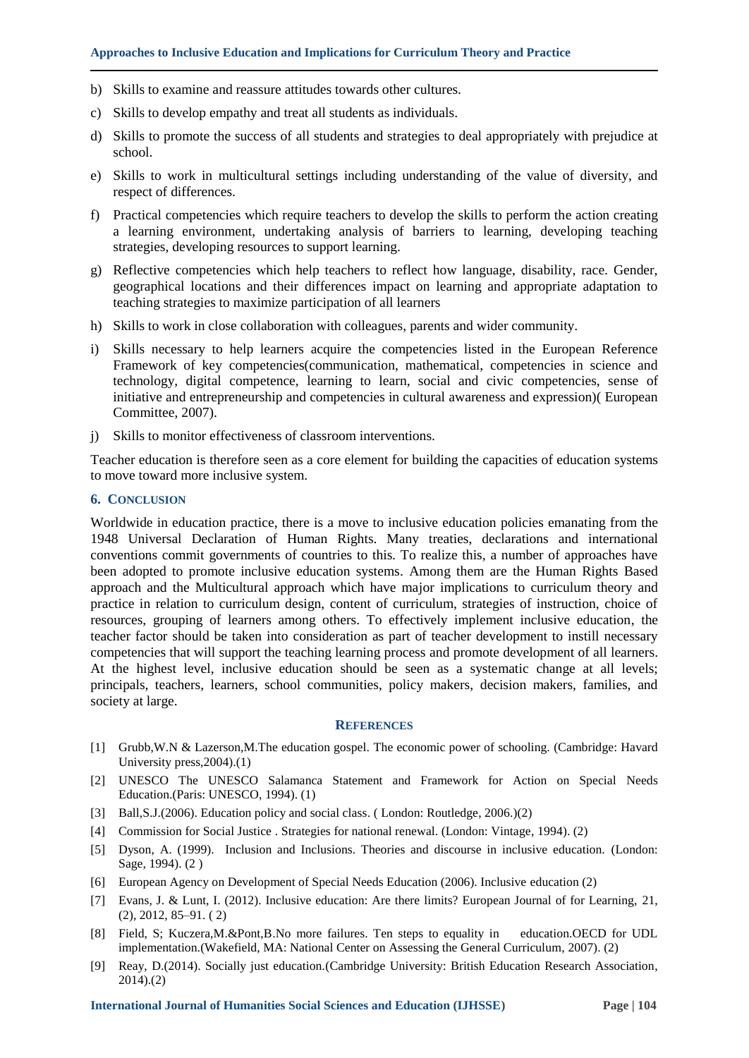b) Skills to examine and reassure attitudes towards other cultures.

c) Skills to develop empathy and treat all students as individuals.

d) Skills to promote the success of all students and strategies to deal appropriately with prejudice at school.

e) Skills to work in multicultural settings including understanding of the value of diversity, and respect of differences.

f) Practical competencies which require teachers to develop the skills to perform the action creating a learning environment, undertaking analysis of barriers to learning, developing teaching strategies, developing resources to support learning.

g) Reflective competencies which help teachers to reflect how language, disability, race. Gender, geographical locations and their differences impact on learning and appropriate adaptation to teaching strategies to maximize participation of all learners

h) Skills to work in close collaboration with colleagues, parents and wider community.

i) Skills necessary to help learners acquire the competencies listed in the European Reference Framework of key competencies(communication, mathematical, competencies in science and technology, digital competence, learning to learn, social and civic competencies, sense of initiative and entrepreneurship and competencies in cultural awareness and expression)( European Committee, 2007).

j) Skills to monitor effectiveness of classroom interventions.

Teacher education is therefore seen as a core element for building the capacities of education systems to move toward more inclusive system.

## 6. CONCLUSION

Worldwide in education practice, there is a move to inclusive education policies emanating from the 1948 Universal Declaration of Human Rights. Many treaties, declarations and international conventions commit governments of countries to this. To realize this, a number of approaches have been adopted to promote inclusive education systems. Among them are the Human Rights Based approach and the Multicultural approach which have major implications to curriculum theory and practice in relation to curriculum design, content of curriculum, strategies of instruction, choice of resources, grouping of learners among others. To effectively implement inclusive education, the teacher factor should be taken into consideration as part of teacher development to instill necessary competencies that will support the teaching learning process and promote development of all learners. At the highest level, inclusive education should be seen as a systematic change at all levels; principals, teachers, learners, school communities, policy makers, decision makers, families, and society at large.

## REFERENCES

[1] Grubb,W.N & Lazerson,M.The education gospel. The economic power of schooling. (Cambridge: Havard University press,2004).(1)

[2] UNESCO The UNESCO Salamanca Statement and Framework for Action on Special Needs Education.(Paris: UNESCO, 1994). (1)

[3] Ball,S.J.(2006). Education policy and social class. ( London: Routledge, 2006.)(2)

[4] Commission for Social Justice . Strategies for national renewal. (London: Vintage, 1994). (2)

[5] Dyson, A. (1999). Inclusion and Inclusions. Theories and discourse in inclusive education. (London: Sage, 1994). (2 )

[6] European Agency on Development of Special Needs Education (2006). Inclusive education (2)

[7] Evans, J. & Lunt, I. (2012). Inclusive education: Are there limits? European Journal of for Learning, 21, (2), 2012, 85–91. ( 2)

[8] Field, S; Kuczera,M.&Pont,B.No more failures. Ten steps to equality in education.OECD for UDL implementation.(Wakefield, MA: National Center on Assessing the General Curriculum, 2007). (2)

[9] Reay, D.(2014). Socially just education.(Cambridge University: British Education Research Association, 2014).(2)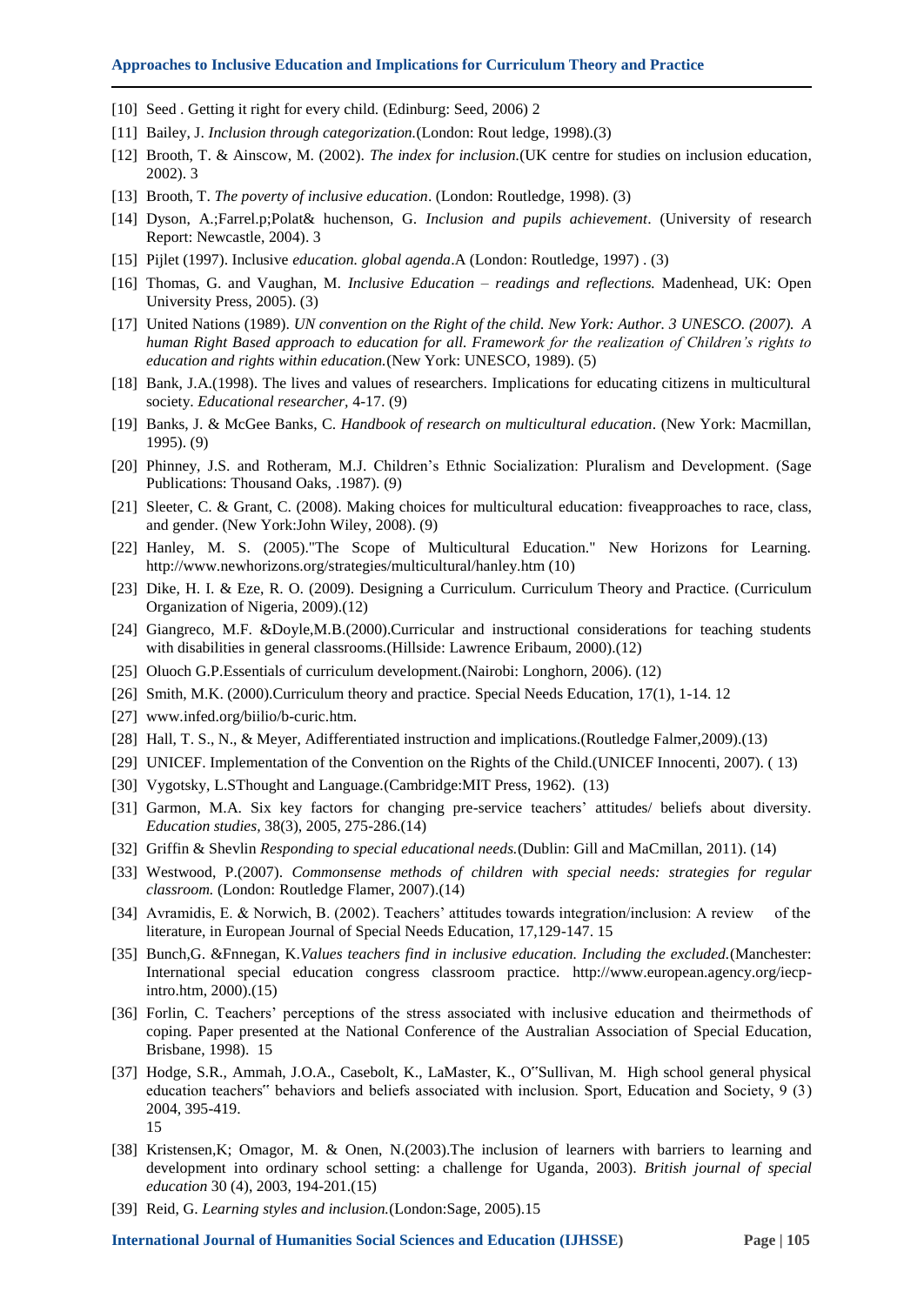[10] Seed . Getting it right for every child. (Edinburg: Seed, 2006) 2

[11] Bailey, J. *Inclusion through categorization.*(London: Rout ledge, 1998).(3)

[12] Brooth, T. & Ainscow, M. (2002). *The index for inclusion.*(UK centre for studies on inclusion education, 2002). 3

[13] Brooth, T. *The poverty of inclusive education*. (London: Routledge, 1998). (3)

[14] Dyson, A.;Farrel.p;Polat& huchenson, G. *Inclusion and pupils achievement*. (University of research Report: Newcastle, 2004). 3

[15] Pijlet (1997). Inclusive *education. global agenda*.A (London: Routledge, 1997) . (3)

[16] Thomas, G. and Vaughan, M. *Inclusive Education – readings and reflections.* Madenhead, UK: Open University Press, 2005). (3)

[17] United Nations (1989). *UN convention on the Right of the child. New York: Author. 3 UNESCO. (2007). A human Right Based approach to education for all. Framework for the realization of Children's rights to education and rights within education.*(New York: UNESCO, 1989). (5)

[18] Bank, J.A.(1998). The lives and values of researchers. Implications for educating citizens in multicultural society. *Educational researcher,* 4-17. (9)

[19] Banks, J. & McGee Banks, C. *Handbook of research on multicultural education*. (New York: Macmillan, 1995). (9)

[20] Phinney, J.S. and Rotheram, M.J. Children's Ethnic Socialization: Pluralism and Development. (Sage Publications: Thousand Oaks, .1987). (9)

[21] Sleeter, C. & Grant, C. (2008). Making choices for multicultural education: fiveapproaches to race, class, and gender. (New York:John Wiley, 2008). (9)

[22] Hanley, M. S. (2005)."The Scope of Multicultural Education." New Horizons for Learning. http://www.newhorizons.org/strategies/multicultural/hanley.htm (10)

[23] Dike, H. I. & Eze, R. O. (2009). Designing a Curriculum. Curriculum Theory and Practice. (Curriculum Organization of Nigeria, 2009).(12)

[24] Giangreco, M.F. &Doyle,M.B.(2000).Curricular and instructional considerations for teaching students with disabilities in general classrooms.(Hillside: Lawrence Eribaum, 2000).(12)

[25] Oluoch G.P.Essentials of curriculum development.(Nairobi: Longhorn, 2006). (12)

[26] Smith, M.K. (2000).Curriculum theory and practice. Special Needs Education, 17(1), 1-14. 12

[27] www.infed.org/biilio/b-curic.htm.

[28] Hall, T. S., N., & Meyer, Adifferentiated instruction and implications.(Routledge Falmer,2009).(13)

[29] UNICEF. Implementation of the Convention on the Rights of the Child.(UNICEF Innocenti, 2007). ( 13)

[30] Vygotsky, L.SThought and Language.(Cambridge:MIT Press, 1962). (13)

[31] Garmon, M.A. Six key factors for changing pre-service teachers' attitudes/ beliefs about diversity. *Education studies,* 38(3), 2005, 275-286.(14)

[32] Griffin & Shevlin *Responding to special educational needs.*(Dublin: Gill and MaCmillan, 2011). (14)

[33] Westwood, P.(2007). *Commonsense methods of children with special needs: strategies for regular classroom.* (London: Routledge Flamer, 2007).(14)

[34] Avramidis, E. & Norwich, B. (2002). Teachers' attitudes towards integration/inclusion: A review of the literature, in European Journal of Special Needs Education, 17,129-147. 15

[35] Bunch,G. &Fnnegan, K.*Values teachers find in inclusive education. Including the excluded.*(Manchester: International special education congress classroom practice. http://www.european.agency.org/iecp-intro.htm, 2000).(15)

[36] Forlin, C. Teachers' perceptions of the stress associated with inclusive education and theirmethods of coping. Paper presented at the National Conference of the Australian Association of Special Education, Brisbane, 1998). 15

[37] Hodge, S.R., Ammah, J.O.A., Casebolt, K., LaMaster, K., O"Sullivan, M. High school general physical education teachers" behaviors and beliefs associated with inclusion. Sport, Education and Society, 9 (3) 2004, 395-419.
15

[38] Kristensen,K; Omagor, M. & Onen, N.(2003).The inclusion of learners with barriers to learning and development into ordinary school setting: a challenge for Uganda, 2003). *British journal of special education* 30 (4), 2003, 194-201.(15)

[39] Reid, G. *Learning styles and inclusion.*(London:Sage, 2005).15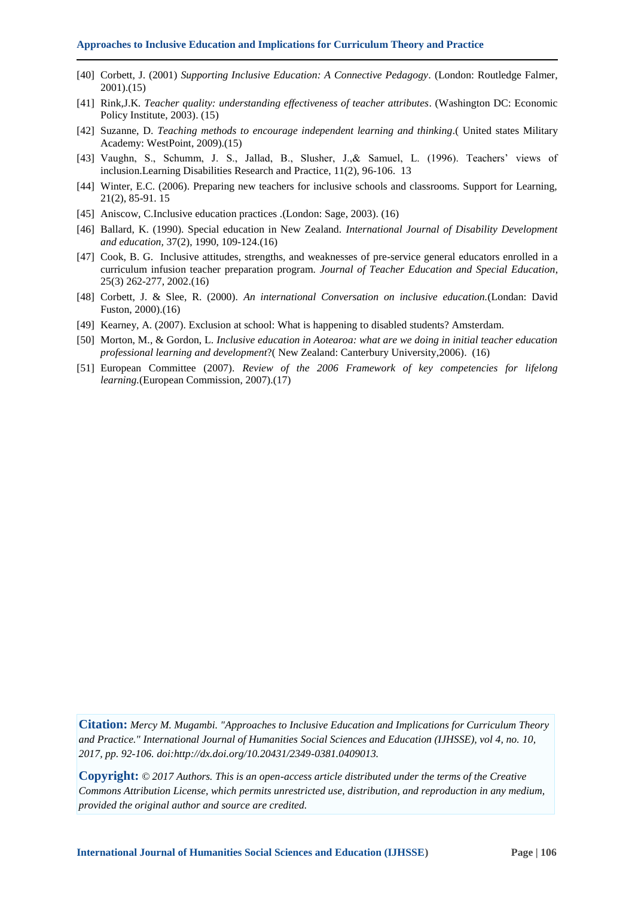[40] Corbett, J. (2001) *Supporting Inclusive Education: A Connective Pedagogy*. (London: Routledge Falmer, 2001).(15)

[41] Rink,J.K. *Teacher quality: understanding effectiveness of teacher attributes*. (Washington DC: Economic Policy Institute, 2003). (15)

[42] Suzanne, D. *Teaching methods to encourage independent learning and thinking*.( United states Military Academy: WestPoint, 2009).(15)

[43] Vaughn, S., Schumm, J. S., Jallad, B., Slusher, J.,& Samuel, L. (1996). Teachers' views of inclusion.Learning Disabilities Research and Practice, 11(2), 96-106. 13

[44] Winter, E.C. (2006). Preparing new teachers for inclusive schools and classrooms. Support for Learning, 21(2), 85-91. 15

[45] Aniscow, C.Inclusive education practices .(London: Sage, 2003). (16)

[46] Ballard, K. (1990). Special education in New Zealand. *International Journal of Disability Development and education,* 37(2), 1990, 109-124.(16)

[47] Cook, B. G. Inclusive attitudes, strengths, and weaknesses of pre-service general educators enrolled in a curriculum infusion teacher preparation program. *Journal of Teacher Education and Special Education*, 25(3) 262-277, 2002.(16)

[48] Corbett, J. & Slee, R. (2000). *An international Conversation on inclusive education.*(Londan: David Fuston, 2000).(16)

[49] Kearney, A. (2007). Exclusion at school: What is happening to disabled students? Amsterdam.

[50] Morton, M., & Gordon, L. *Inclusive education in Aotearoa: what are we doing in initial teacher education professional learning and development*?( New Zealand: Canterbury University,2006). (16)

[51] European Committee (2007). *Review of the 2006 Framework of key competencies for lifelong learning.*(European Commission, 2007).(17)

**Citation:** *Mercy M. Mugambi. "Approaches to Inclusive Education and Implications for Curriculum Theory and Practice." International Journal of Humanities Social Sciences and Education (IJHSSE), vol 4, no. 10, 2017, pp. 92-106. doi:http://dx.doi.org/10.20431/2349-0381.0409013.*

**Copyright:** *© 2017 Authors. This is an open-access article distributed under the terms of the Creative Commons Attribution License, which permits unrestricted use, distribution, and reproduction in any medium, provided the original author and source are credited.*